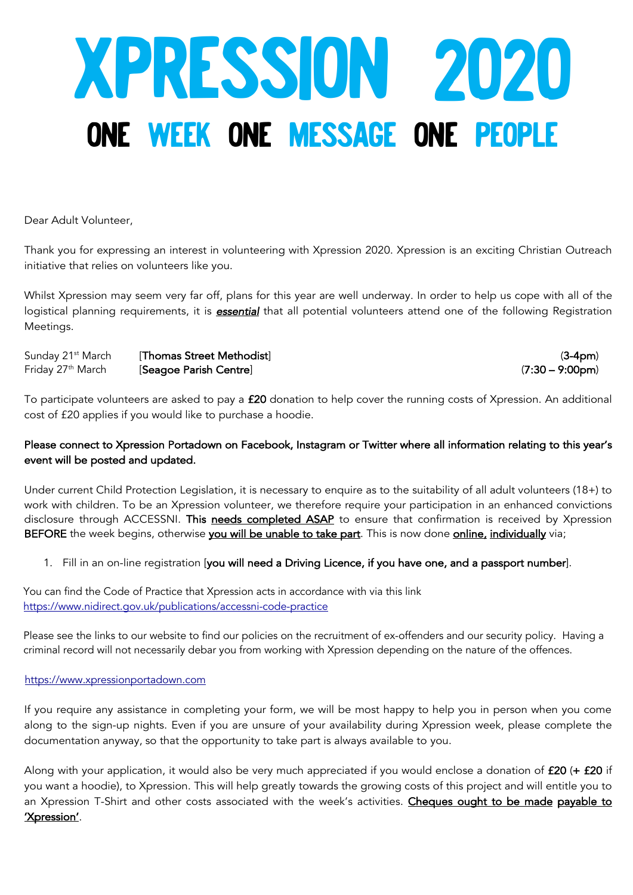# XPRESSION 2020

## ONE WEEK ONE MESSAGE ONE PEOPLE

Dear Adult Volunteer,

Thank you for expressing an interest in volunteering with Xpression 2020. Xpression is an exciting Christian Outreach initiative that relies on volunteers like you.

Whilst Xpression may seem very far off, plans for this year are well underway. In order to help us cope with all of the logistical planning requirements, it is ***essential*** that all potential volunteers attend one of the following Registration Meetings.

| | | |
|---|---|---|
| Sunday 21st March | [**Thomas Street Methodist**] | (**3-4pm**) |
| Friday 27th March | [**Seagoe Parish Centre**] | (**7:30 – 9:00pm**) |

To participate volunteers are asked to pay a **£20** donation to help cover the running costs of Xpression. An additional cost of £20 applies if you would like to purchase a hoodie.

**Please connect to Xpression Portadown on Facebook, Instagram or Twitter where all information relating to this year's event will be posted and updated.**

Under current Child Protection Legislation, it is necessary to enquire as to the suitability of all adult volunteers (18+) to work with children. To be an Xpression volunteer, we therefore require your participation in an enhanced convictions disclosure through ACCESSNI. **This needs completed ASAP** to ensure that confirmation is received by Xpression **BEFORE** the week begins, otherwise **you will be unable to take part**. This is now done **online, individually** via;

1. Fill in an on-line registration [**you will need a Driving Licence, if you have one, and a passport number**].

You can find the Code of Practice that Xpression acts in accordance with via this link
https://www.nidirect.gov.uk/publications/accessni-code-practice

Please see the links to our website to find our policies on the recruitment of ex-offenders and our security policy. Having a criminal record will not necessarily debar you from working with Xpression depending on the nature of the offences.

https://www.xpressionportadown.com

If you require any assistance in completing your form, we will be most happy to help you in person when you come along to the sign-up nights. Even if you are unsure of your availability during Xpression week, please complete the documentation anyway, so that the opportunity to take part is always available to you.

Along with your application, it would also be very much appreciated if you would enclose a donation of **£20** (**+ £20** if you want a hoodie), to Xpression. This will help greatly towards the growing costs of this project and will entitle you to an Xpression T-Shirt and other costs associated with the week's activities. **Cheques ought to be made payable to 'Xpression'**.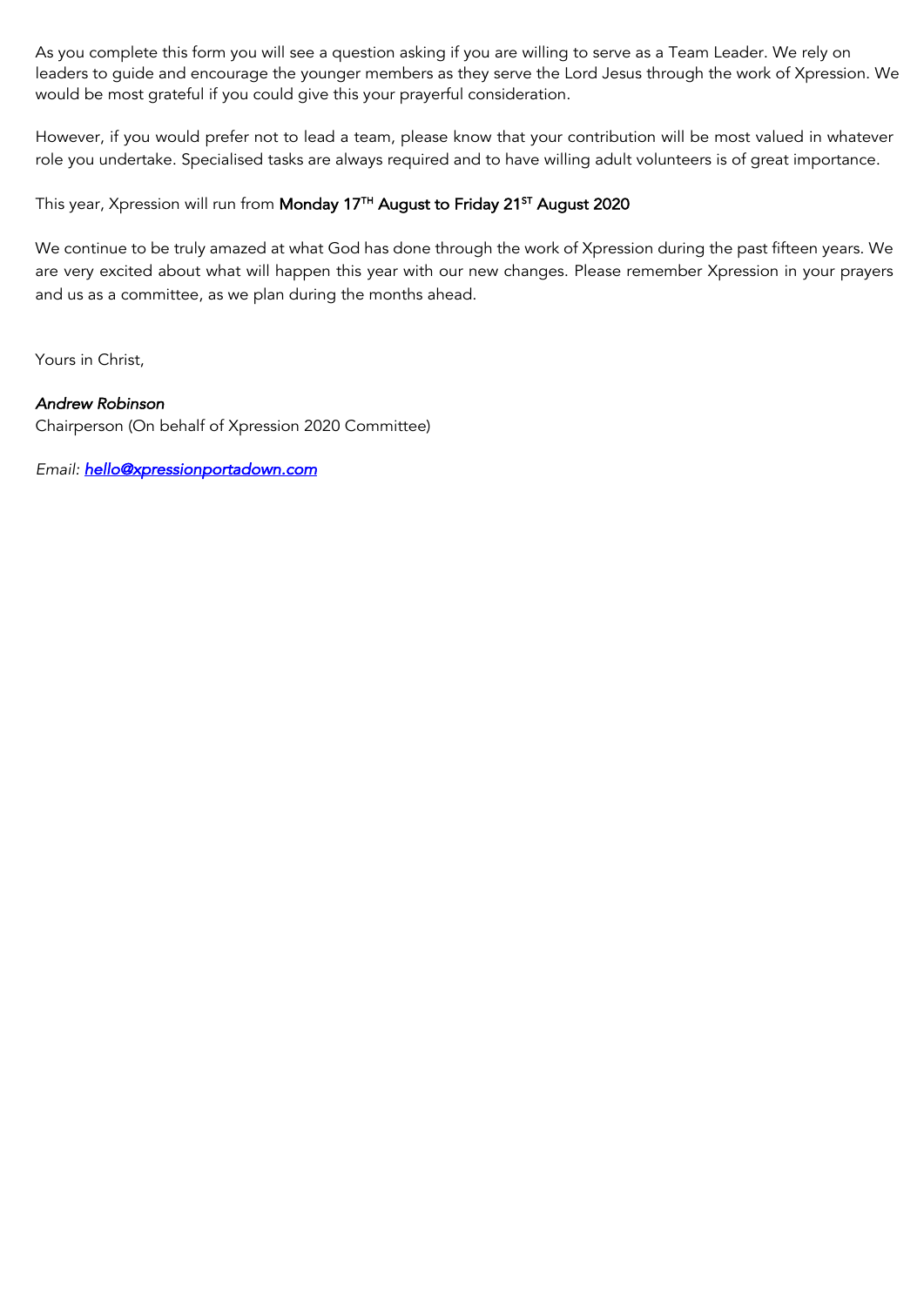As you complete this form you will see a question asking if you are willing to serve as a Team Leader. We rely on leaders to guide and encourage the younger members as they serve the Lord Jesus through the work of Xpression. We would be most grateful if you could give this your prayerful consideration.

However, if you would prefer not to lead a team, please know that your contribution will be most valued in whatever role you undertake. Specialised tasks are always required and to have willing adult volunteers is of great importance.

This year, Xpression will run from **Monday 17TH August to Friday 21ST August 2020**

We continue to be truly amazed at what God has done through the work of Xpression during the past fifteen years. We are very excited about what will happen this year with our new changes. Please remember Xpression in your prayers and us as a committee, as we plan during the months ahead.

Yours in Christ,

*Andrew Robinson*
Chairperson (On behalf of Xpression 2020 Committee)

*Email: hello@xpressionportadown.com*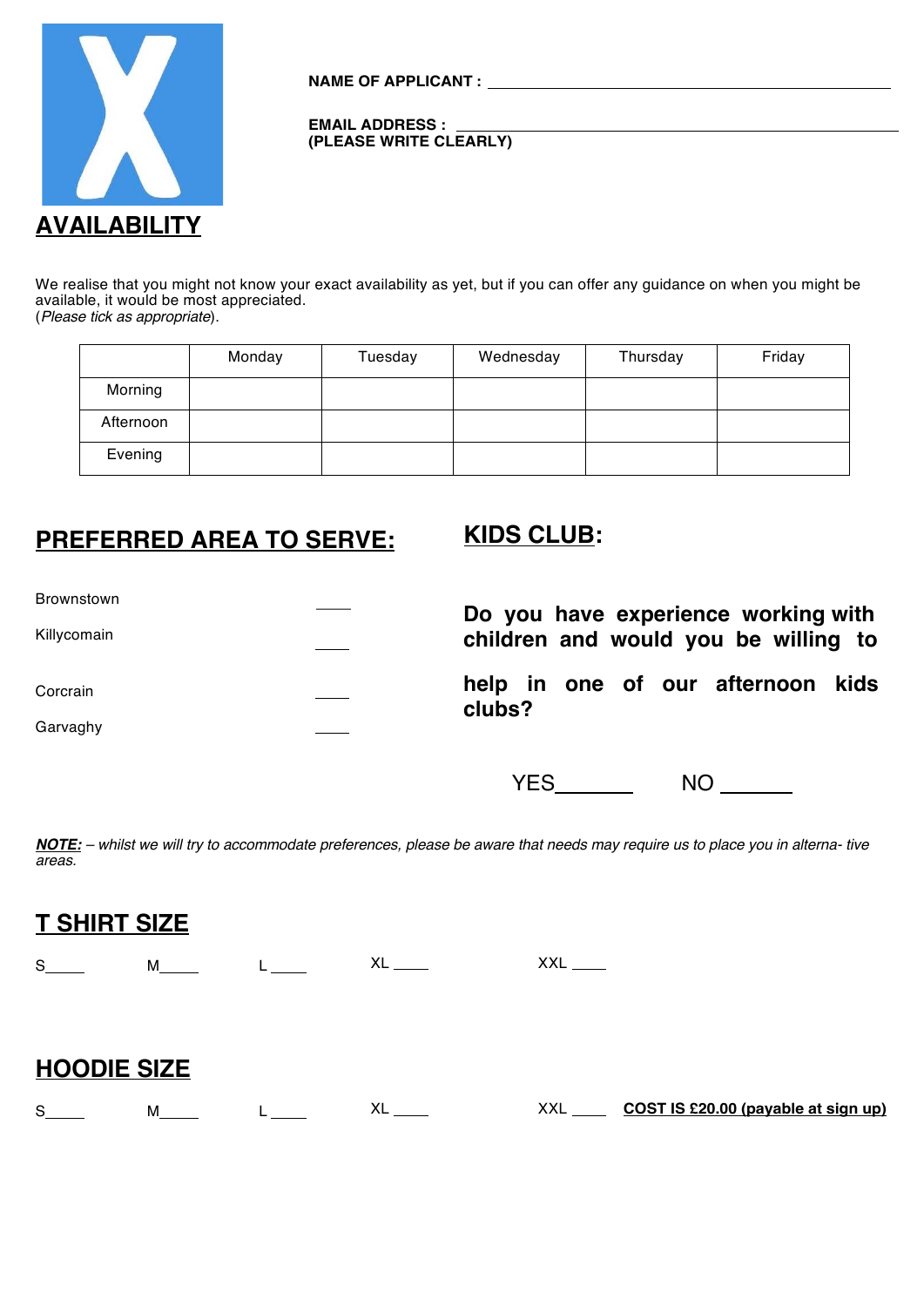**NAME OF APPLICANT :** ______________________________

**EMAIL ADDRESS :** ______________________________
**(PLEASE WRITE CLEARLY)**

## AVAILABILITY

We realise that you might not know your exact availability as yet, but if you can offer any guidance on when you might be available, it would be most appreciated.
(*Please tick as appropriate*).

| | Monday | Tuesday | Wednesday | Thursday | Friday |
|---|---|---|---|---|---|
| Morning | | | | | |
| Afternoon | | | | | |
| Evening | | | | | |

## PREFERRED AREA TO SERVE:

Brownstown ____

Killycomain ____

Corcrain ____

Garvaghy ____

## KIDS CLUB:

**Do you have experience working with children and would you be willing to help in one of our afternoon kids clubs?**

YES______ NO ______

***NOTE:*** *– whilst we will try to accommodate preferences, please be aware that needs may require us to place you in alterna- tive areas.*

## T SHIRT SIZE

S____ M_____ L ____ XL ____ XXL ____

## HOODIE SIZE

S____ M_____ L ____ XL ____ XXL ____ **COST IS £20.00 (payable at sign up)**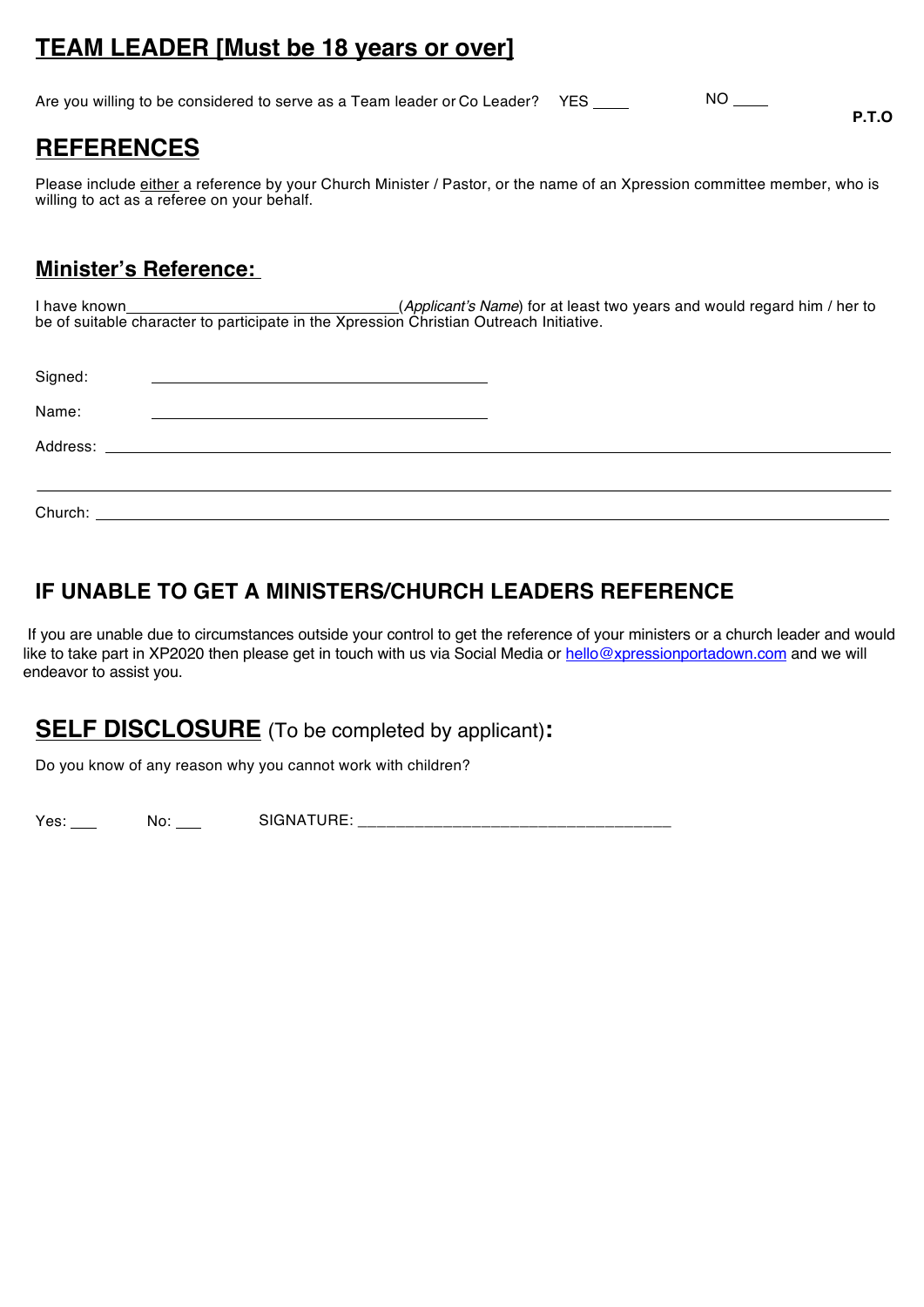## TEAM LEADER [Must be 18 years or over]

Are you willing to be considered to serve as a Team leader or Co Leader? YES ____ NO ____

**P.T.O**

## REFERENCES

Please include either a reference by your Church Minister / Pastor, or the name of an Xpression committee member, who is willing to act as a referee on your behalf.

### Minister's Reference:

I have known ______________________________(*Applicant's Name*) for at least two years and would regard him / her to be of suitable character to participate in the Xpression Christian Outreach Initiative.

Signed: ______________________________

Name: ______________________________

Address: ______________________________________________________________________

______________________________________________________________________

Church: ______________________________________________________________________

### IF UNABLE TO GET A MINISTERS/CHURCH LEADERS REFERENCE

If you are unable due to circumstances outside your control to get the reference of your ministers or a church leader and would like to take part in XP2020 then please get in touch with us via Social Media or hello@xpressionportadown.com and we will endeavor to assist you.

## SELF DISCLOSURE (To be completed by applicant):

Do you know of any reason why you cannot work with children?

Yes: ___ No: ___ SIGNATURE: __________________________________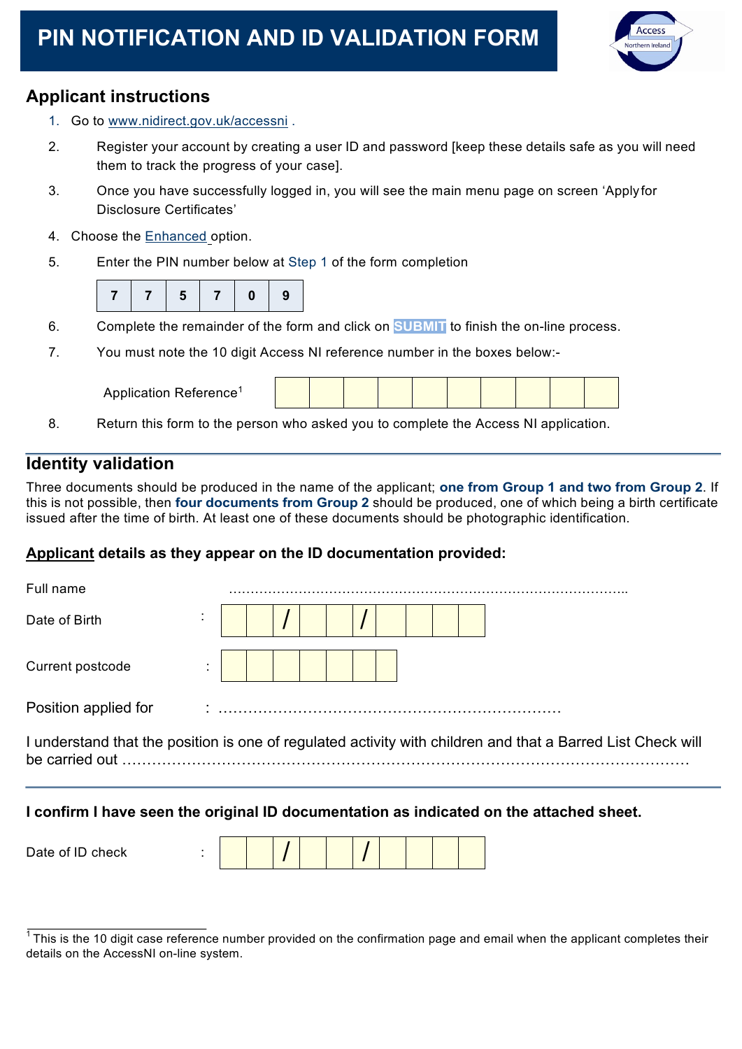# PIN NOTIFICATION AND ID VALIDATION FORM

## Applicant instructions

1. Go to www.nidirect.gov.uk/accessni .
2. Register your account by creating a user ID and password [keep these details safe as you will need them to track the progress of your case].
3. Once you have successfully logged in, you will see the main menu page on screen 'Apply for Disclosure Certificates'
4. Choose the Enhanced option.
5. Enter the PIN number below at Step 1 of the form completion

| 7 | 7 | 5 | 7 | 0 | 9 |
|---|---|---|---|---|---|

6. Complete the remainder of the form and click on **SUBMIT** to finish the on-line process.
7. You must note the 10 digit Access NI reference number in the boxes below:-

   Application Reference[1] | | | | | | | | | | |

8. Return this form to the person who asked you to complete the Access NI application.

## Identity validation

Three documents should be produced in the name of the applicant; **one from Group 1 and two from Group 2**. If this is not possible, then **four documents from Group 2** should be produced, one of which being a birth certificate issued after the time of birth. At least one of these documents should be photographic identification.

**Applicant details as they appear on the ID documentation provided:**

Full name ……………………………………………………………………………..

Date of Birth : _ _ / _ _ / _ _ _ _

Current postcode : _ _ _ _ _ _ _

Position applied for : ……………………………………………………………

I understand that the position is one of regulated activity with children and that a Barred List Check will be carried out ……………………………………………………………………………………………………

**I confirm I have seen the original ID documentation as indicated on the attached sheet.**

Date of ID check : _ _ / _ _ / _ _ _ _

[1] This is the 10 digit case reference number provided on the confirmation page and email when the applicant completes their details on the AccessNI on-line system.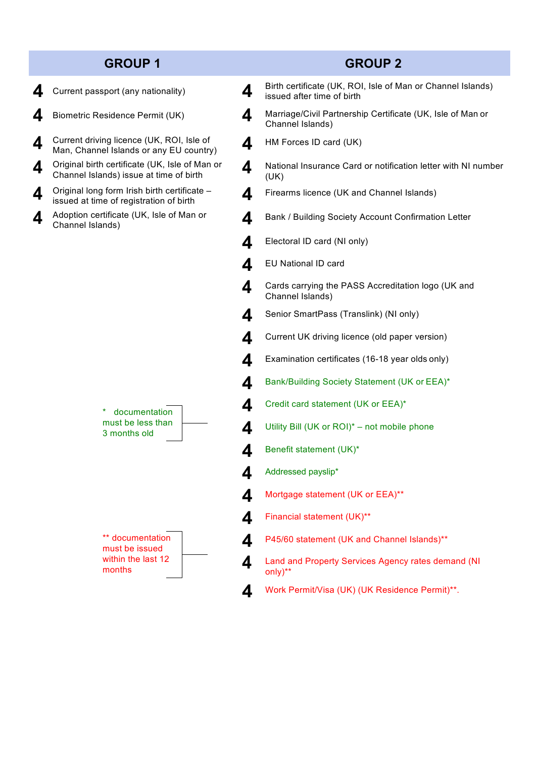## GROUP 1

- 4 Current passport (any nationality)
- 4 Biometric Residence Permit (UK)
- 4 Current driving licence (UK, ROI, Isle of Man, Channel Islands or any EU country)
- 4 Original birth certificate (UK, Isle of Man or Channel Islands) issue at time of birth
- 4 Original long form Irish birth certificate – issued at time of registration of birth
- 4 Adoption certificate (UK, Isle of Man or Channel Islands)

## GROUP 2

- 4 Birth certificate (UK, ROI, Isle of Man or Channel Islands) issued after time of birth
- 4 Marriage/Civil Partnership Certificate (UK, Isle of Man or Channel Islands)
- 4 HM Forces ID card (UK)
- 4 National Insurance Card or notification letter with NI number (UK)
- 4 Firearms licence (UK and Channel Islands)
- 4 Bank / Building Society Account Confirmation Letter
- 4 Electoral ID card (NI only)
- 4 EU National ID card
- 4 Cards carrying the PASS Accreditation logo (UK and Channel Islands)
- 4 Senior SmartPass (Translink) (NI only)
- 4 Current UK driving licence (old paper version)
- 4 Examination certificates (16-18 year olds only)
- 4 Bank/Building Society Statement (UK or EEA)*
- 4 Credit card statement (UK or EEA)*
- 4 Utility Bill (UK or ROI)* – not mobile phone
- 4 Benefit statement (UK)*
- 4 Addressed payslip*
- 4 Mortgage statement (UK or EEA)**
- 4 Financial statement (UK)**
- 4 P45/60 statement (UK and Channel Islands)**
- 4 Land and Property Services Agency rates demand (NI only)**
- 4 Work Permit/Visa (UK) (UK Residence Permit)**.

\* documentation must be less than 3 months old

** documentation must be issued within the last 12 months